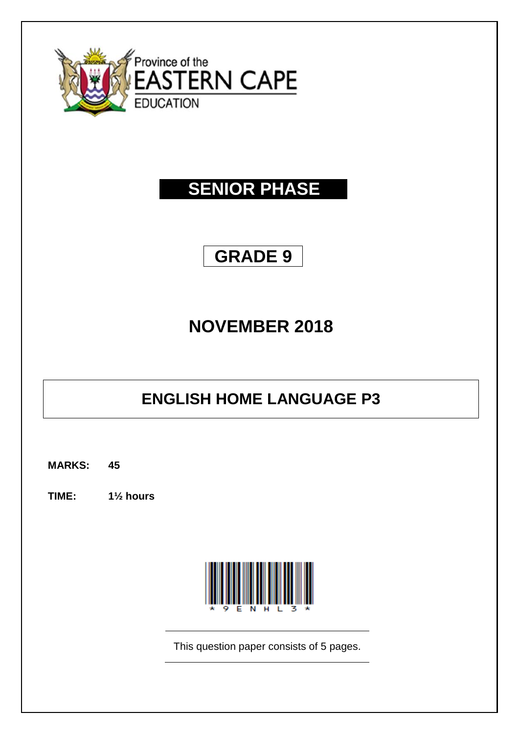Province of the
EASTERN CAPE
EDUCATION

# SENIOR PHASE

## GRADE 9

## NOVEMBER 2018

## ENGLISH HOME LANGUAGE P3

**MARKS:** **45**

**TIME:** **1½ hours**

*9ENHL3*

This question paper consists of 5 pages.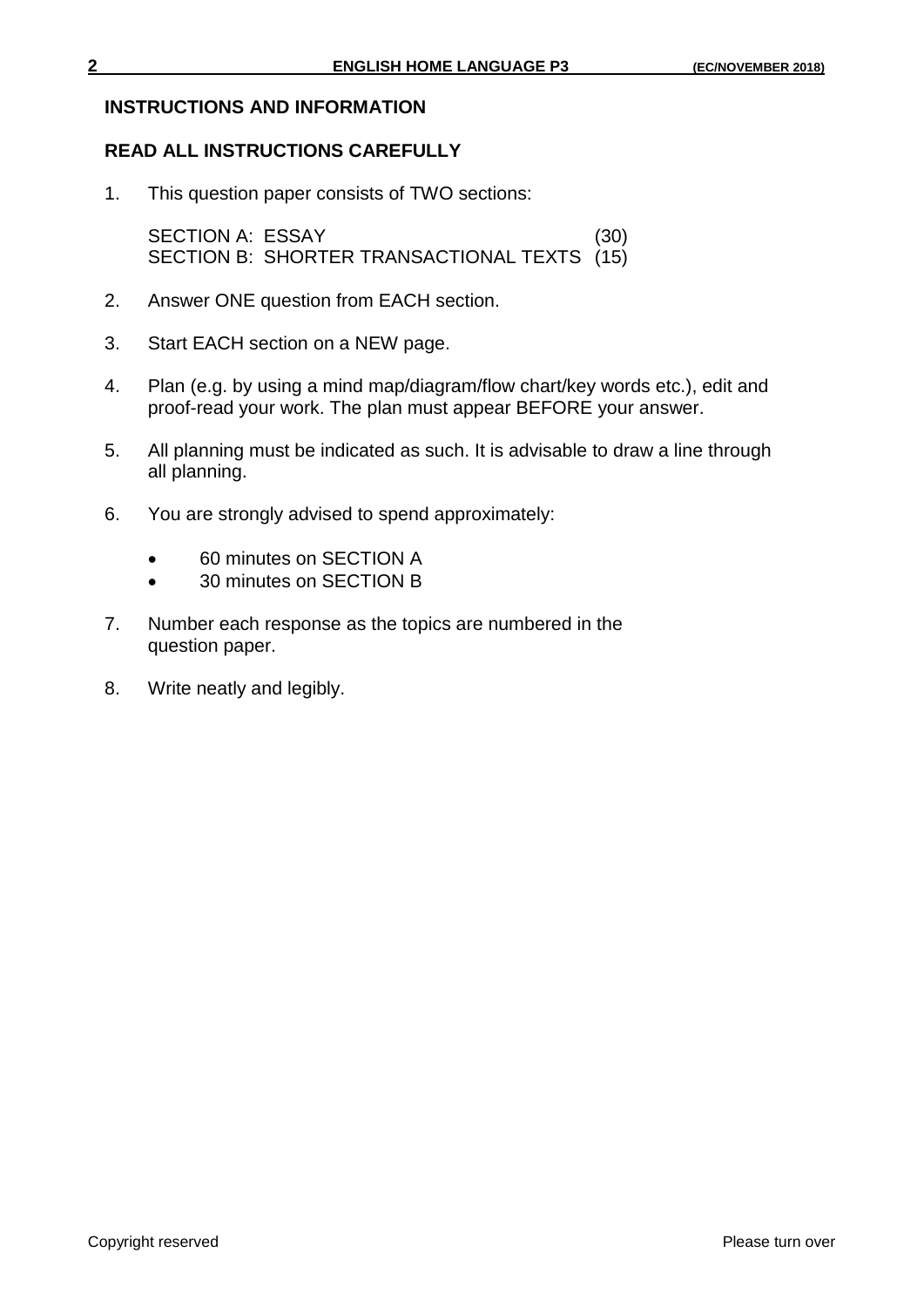## INSTRUCTIONS AND INFORMATION

### READ ALL INSTRUCTIONS CAREFULLY

1. This question paper consists of TWO sections:

   SECTION A: ESSAY (30)
   SECTION B: SHORTER TRANSACTIONAL TEXTS (15)

2. Answer ONE question from EACH section.

3. Start EACH section on a NEW page.

4. Plan (e.g. by using a mind map/diagram/flow chart/key words etc.), edit and proof-read your work. The plan must appear BEFORE your answer.

5. All planning must be indicated as such. It is advisable to draw a line through all planning.

6. You are strongly advised to spend approximately:

   - 60 minutes on SECTION A
   - 30 minutes on SECTION B

7. Number each response as the topics are numbered in the question paper.

8. Write neatly and legibly.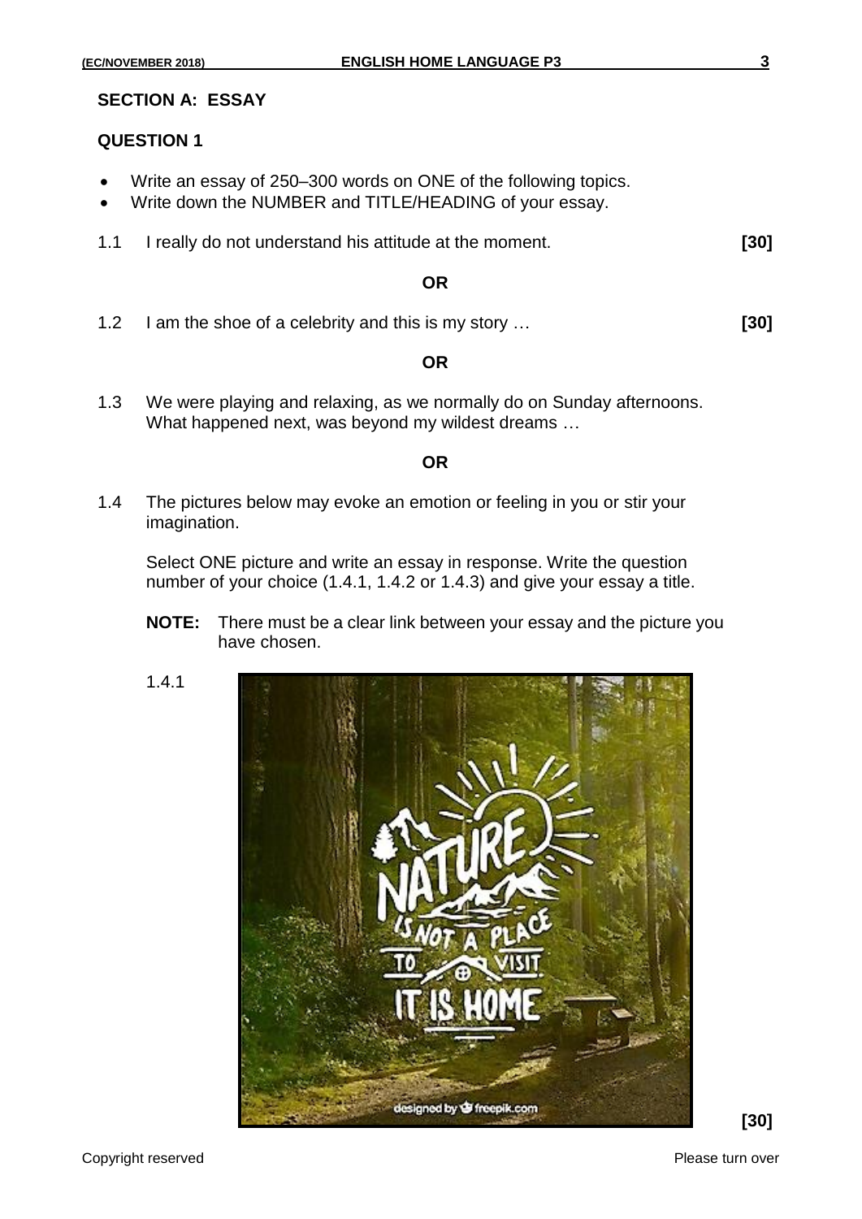## SECTION A: ESSAY

### QUESTION 1

- Write an essay of 250–300 words on ONE of the following topics.
- Write down the NUMBER and TITLE/HEADING of your essay.

1.1 I really do not understand his attitude at the moment. **[30]**

**OR**

1.2 I am the shoe of a celebrity and this is my story … **[30]**

**OR**

1.3 We were playing and relaxing, as we normally do on Sunday afternoons. What happened next, was beyond my wildest dreams …

**OR**

1.4 The pictures below may evoke an emotion or feeling in you or stir your imagination.

Select ONE picture and write an essay in response. Write the question number of your choice (1.4.1, 1.4.2 or 1.4.3) and give your essay a title.

**NOTE:** There must be a clear link between your essay and the picture you have chosen.

1.4.1

**[30]**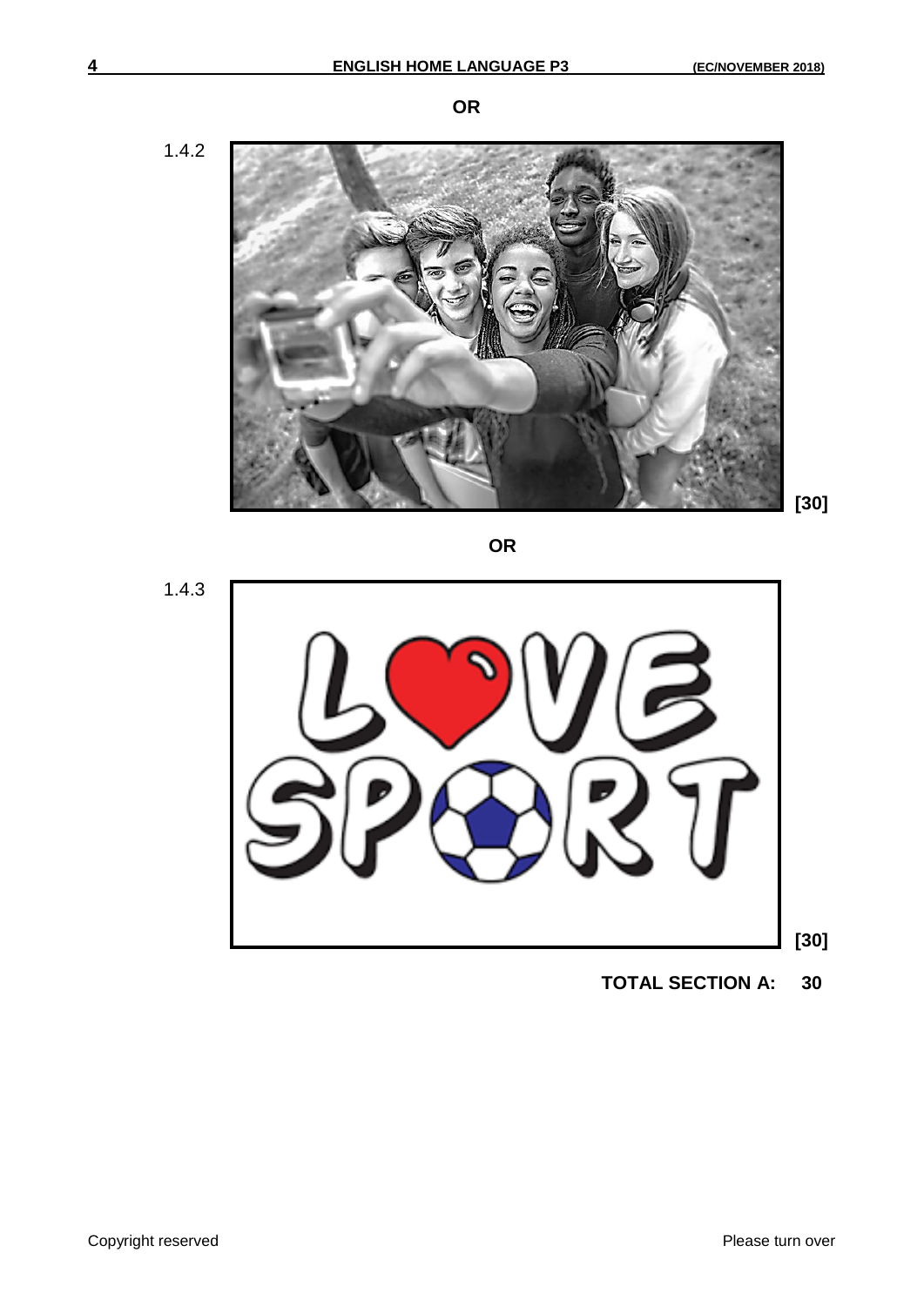**OR**

1.4.2

**[30]**

**OR**

1.4.3

**[30]**

**TOTAL SECTION A: 30**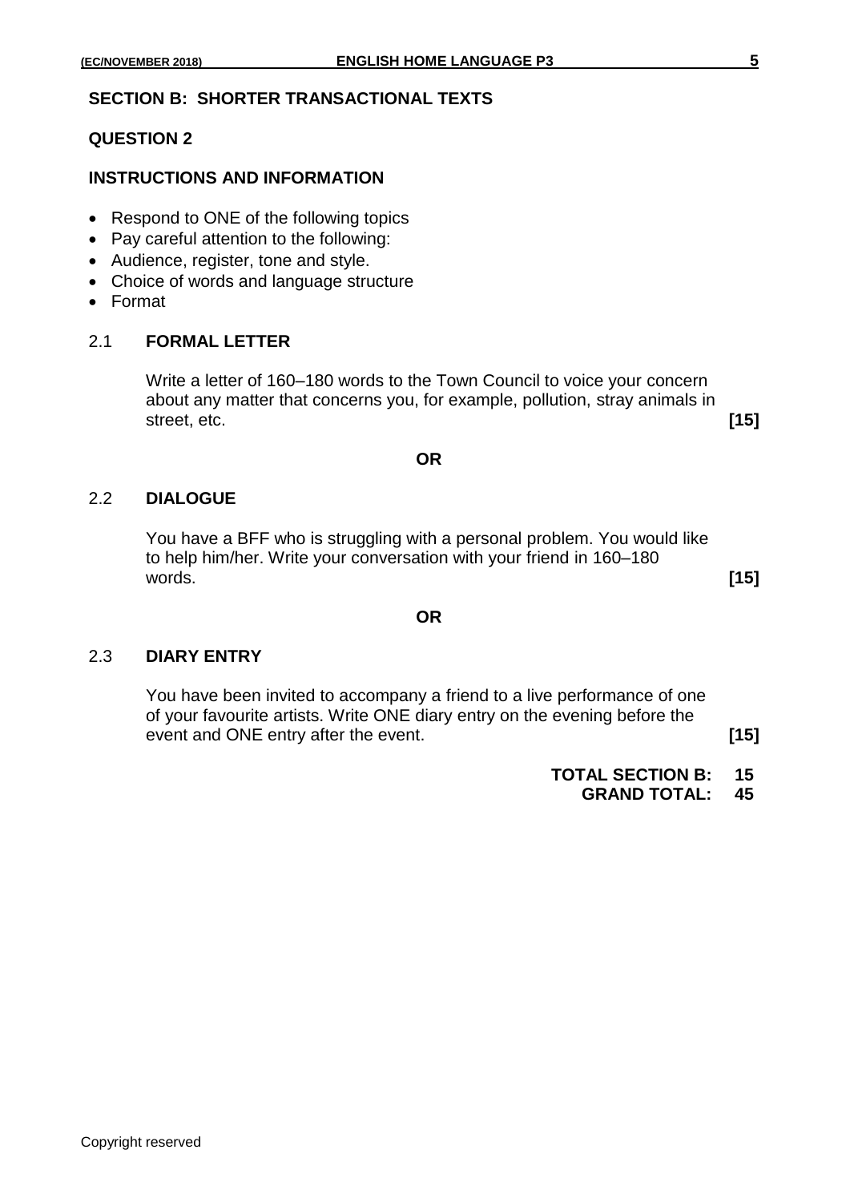## SECTION B: SHORTER TRANSACTIONAL TEXTS

### QUESTION 2

### INSTRUCTIONS AND INFORMATION

- Respond to ONE of the following topics
- Pay careful attention to the following:
- Audience, register, tone and style.
- Choice of words and language structure
- Format

### 2.1 FORMAL LETTER

Write a letter of 160–180 words to the Town Council to voice your concern about any matter that concerns you, for example, pollution, stray animals in street, etc. **[15]**

**OR**

### 2.2 DIALOGUE

You have a BFF who is struggling with a personal problem. You would like to help him/her. Write your conversation with your friend in 160–180 words. **[15]**

**OR**

### 2.3 DIARY ENTRY

You have been invited to accompany a friend to a live performance of one of your favourite artists. Write ONE diary entry on the evening before the event and ONE entry after the event. **[15]**

**TOTAL SECTION B: 15**
**GRAND TOTAL: 45**